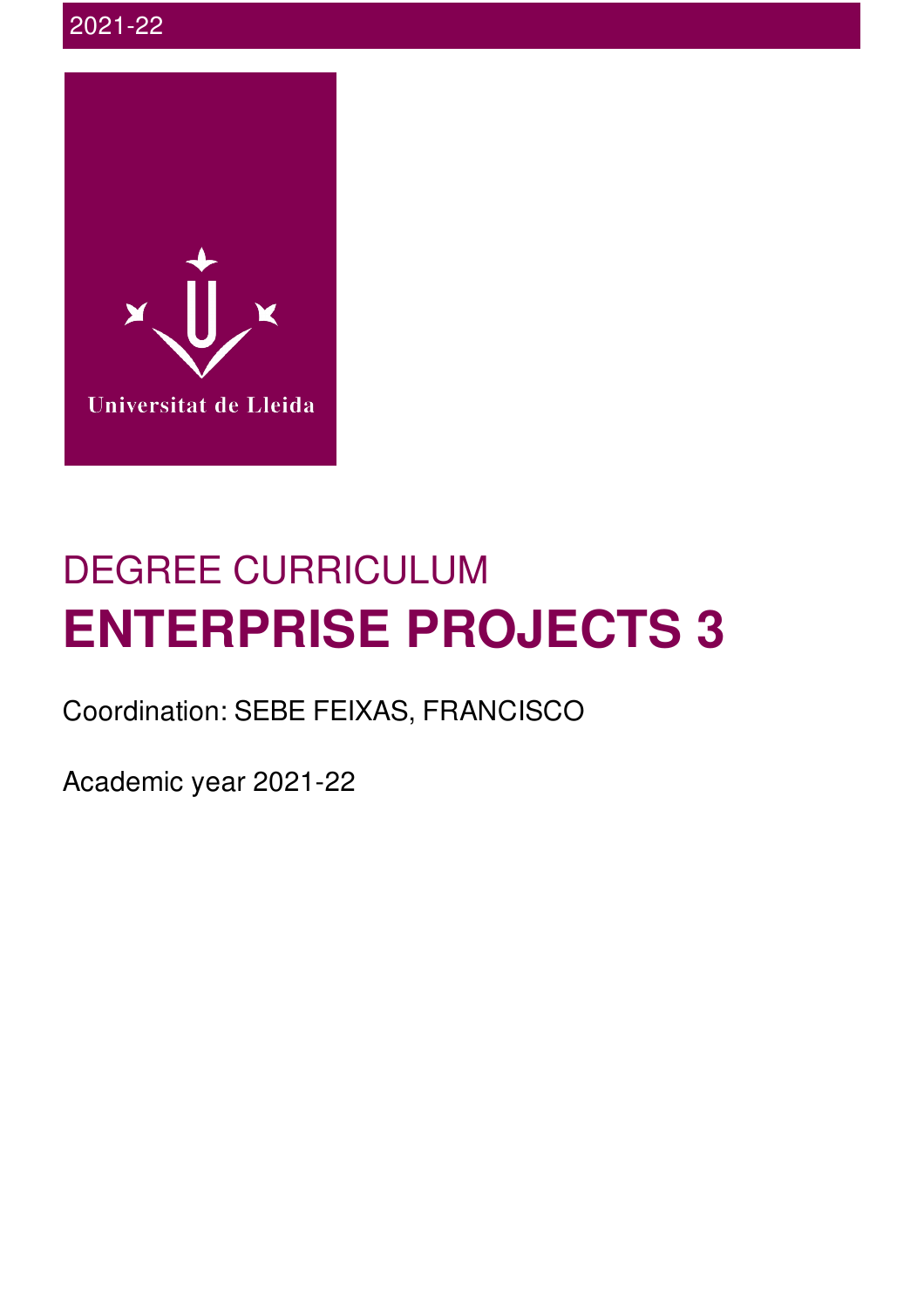# DEGREE CURRICULUM

# ENTERPRISE PROJECTS 3

Coordination: SEBE FEIXAS, FRANCISCO

Academic year 2021-22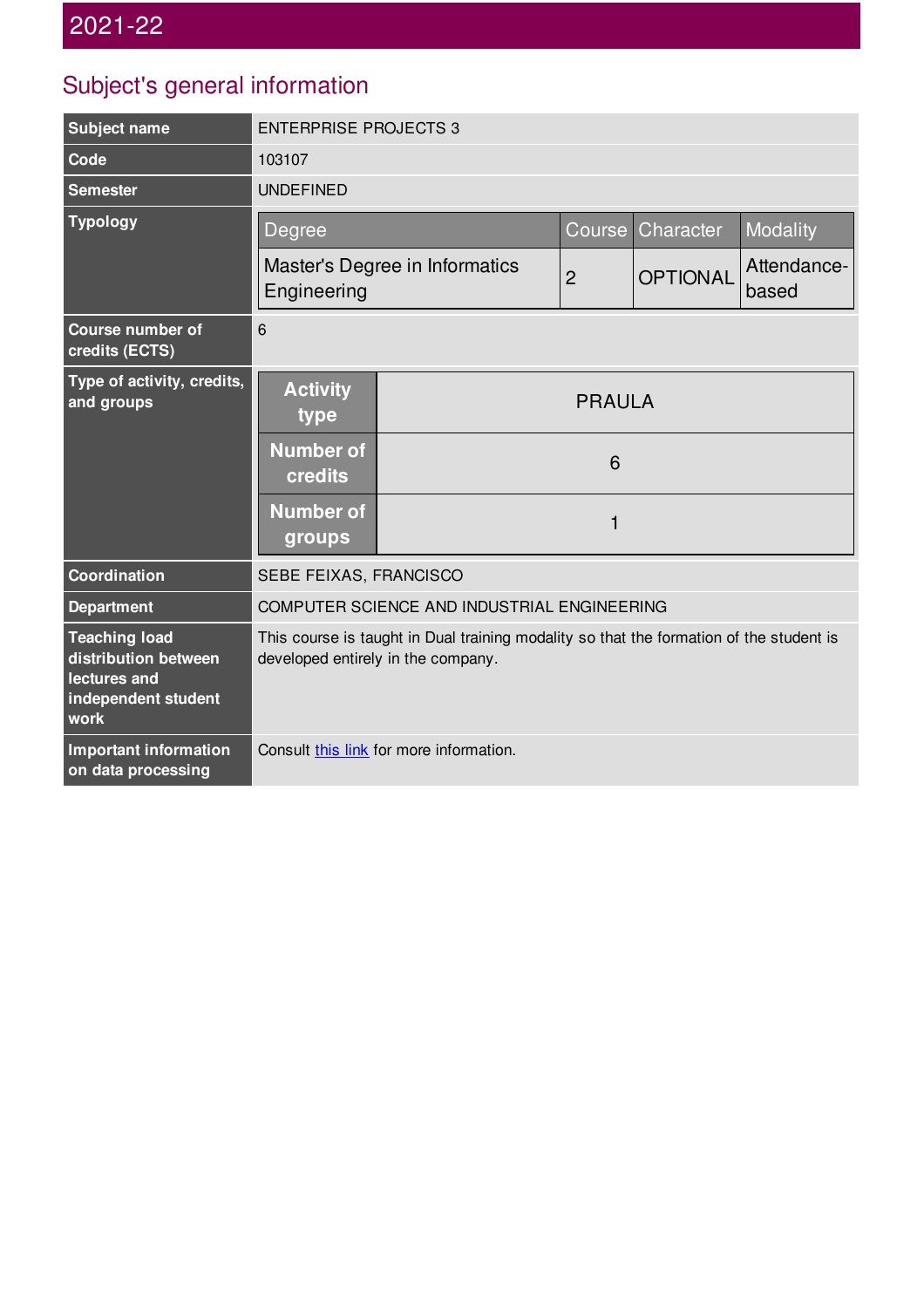# 2021-22

## Subject's general information

| | |
|---|---|
| **Subject name** | ENTERPRISE PROJECTS 3 |
| **Code** | 103107 |
| **Semester** | UNDEFINED |
| **Typology** | Degree: Master's Degree in Informatics Engineering; Course: 2; Character: OPTIONAL; Modality: Attendance-based |
| **Course number of credits (ECTS)** | 6 |
| **Type of activity, credits, and groups** | Activity type: PRAULA; Number of credits: 6; Number of groups: 1 |
| **Coordination** | SEBE FEIXAS, FRANCISCO |
| **Department** | COMPUTER SCIENCE AND INDUSTRIAL ENGINEERING |
| **Teaching load distribution between lectures and independent student work** | This course is taught in Dual training modality so that the formation of the student is developed entirely in the company. |
| **Important information on data processing** | Consult this link for more information. |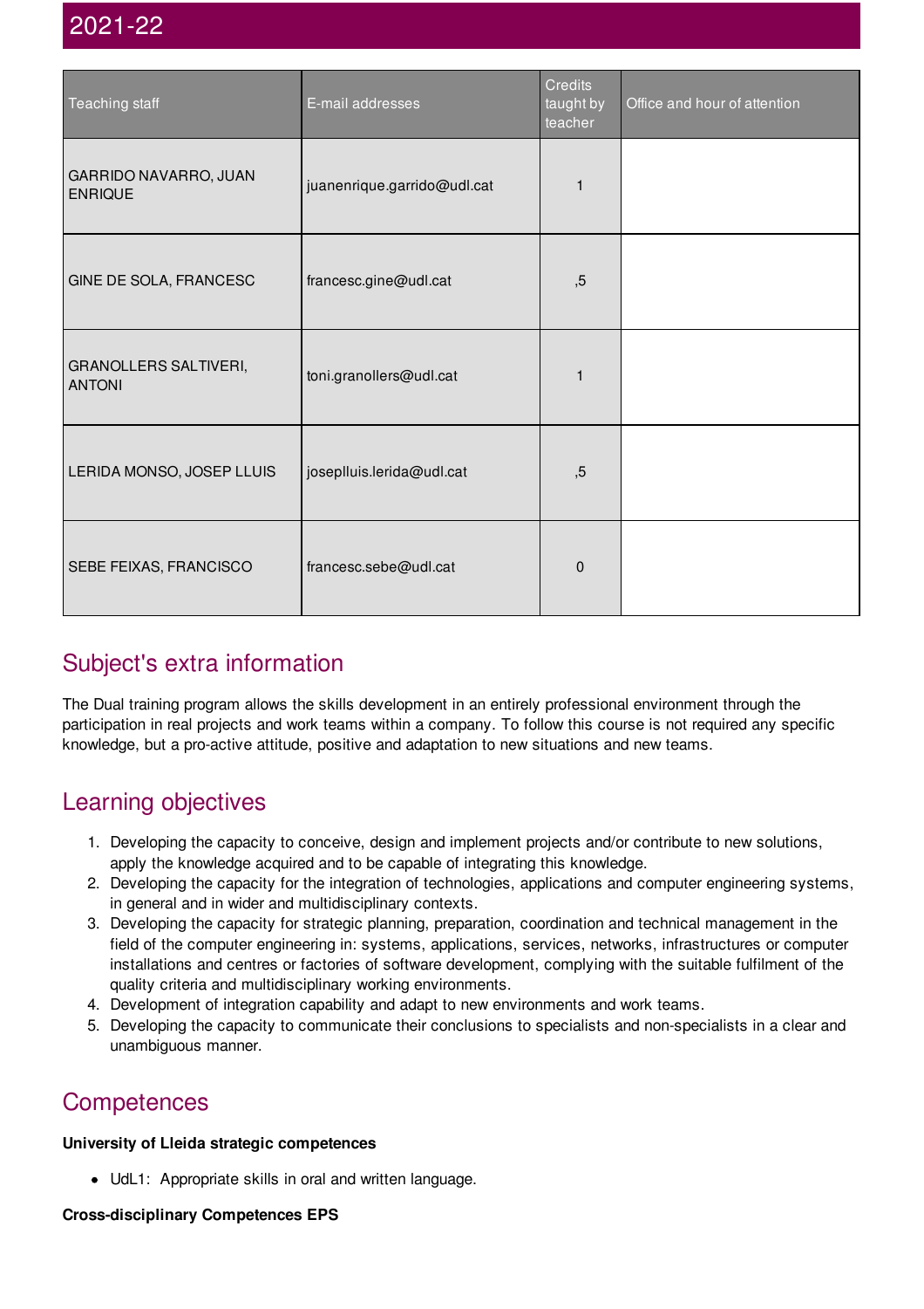## 2021-22

| Teaching staff | E-mail addresses | Credits taught by teacher | Office and hour of attention |
|---|---|---|---|
| GARRIDO NAVARRO, JUAN ENRIQUE | juanenrique.garrido@udl.cat | 1 | |
| GINE DE SOLA, FRANCESC | francesc.gine@udl.cat | ,5 | |
| GRANOLLERS SALTIVERI, ANTONI | toni.granollers@udl.cat | 1 | |
| LERIDA MONSO, JOSEP LLUIS | joseplluis.lerida@udl.cat | ,5 | |
| SEBE FEIXAS, FRANCISCO | francesc.sebe@udl.cat | 0 | |

## Subject's extra information

The Dual training program allows the skills development in an entirely professional environment through the participation in real projects and work teams within a company. To follow this course is not required any specific knowledge, but a pro-active attitude, positive and adaptation to new situations and new teams.

## Learning objectives

1. Developing the capacity to conceive, design and implement projects and/or contribute to new solutions, apply the knowledge acquired and to be capable of integrating this knowledge.
2. Developing the capacity for the integration of technologies, applications and computer engineering systems, in general and in wider and multidisciplinary contexts.
3. Developing the capacity for strategic planning, preparation, coordination and technical management in the field of the computer engineering in: systems, applications, services, networks, infrastructures or computer installations and centres or factories of software development, complying with the suitable fulfilment of the quality criteria and multidisciplinary working environments.
4. Development of integration capability and adapt to new environments and work teams.
5. Developing the capacity to communicate their conclusions to specialists and non-specialists in a clear and unambiguous manner.

## Competences

**University of Lleida strategic competences**

- UdL1: Appropriate skills in oral and written language.

**Cross-disciplinary Competences EPS**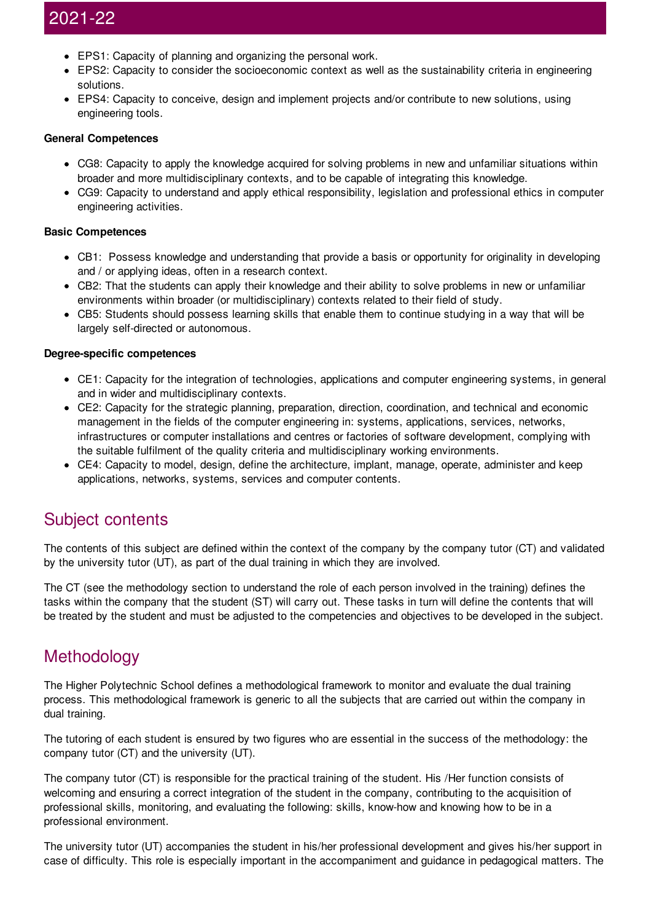- EPS1: Capacity of planning and organizing the personal work.
- EPS2: Capacity to consider the socioeconomic context as well as the sustainability criteria in engineering solutions.
- EPS4: Capacity to conceive, design and implement projects and/or contribute to new solutions, using engineering tools.

**General Competences**

- CG8: Capacity to apply the knowledge acquired for solving problems in new and unfamiliar situations within broader and more multidisciplinary contexts, and to be capable of integrating this knowledge.
- CG9: Capacity to understand and apply ethical responsibility, legislation and professional ethics in computer engineering activities.

**Basic Competences**

- CB1: Possess knowledge and understanding that provide a basis or opportunity for originality in developing and / or applying ideas, often in a research context.
- CB2: That the students can apply their knowledge and their ability to solve problems in new or unfamiliar environments within broader (or multidisciplinary) contexts related to their field of study.
- CB5: Students should possess learning skills that enable them to continue studying in a way that will be largely self-directed or autonomous.

**Degree-specific competences**

- CE1: Capacity for the integration of technologies, applications and computer engineering systems, in general and in wider and multidisciplinary contexts.
- CE2: Capacity for the strategic planning, preparation, direction, coordination, and technical and economic management in the fields of the computer engineering in: systems, applications, services, networks, infrastructures or computer installations and centres or factories of software development, complying with the suitable fulfilment of the quality criteria and multidisciplinary working environments.
- CE4: Capacity to model, design, define the architecture, implant, manage, operate, administer and keep applications, networks, systems, services and computer contents.

## Subject contents

The contents of this subject are defined within the context of the company by the company tutor (CT) and validated by the university tutor (UT), as part of the dual training in which they are involved.

The CT (see the methodology section to understand the role of each person involved in the training) defines the tasks within the company that the student (ST) will carry out. These tasks in turn will define the contents that will be treated by the student and must be adjusted to the competencies and objectives to be developed in the subject.

## Methodology

The Higher Polytechnic School defines a methodological framework to monitor and evaluate the dual training process. This methodological framework is generic to all the subjects that are carried out within the company in dual training.

The tutoring of each student is ensured by two figures who are essential in the success of the methodology: the company tutor (CT) and the university (UT).

The company tutor (CT) is responsible for the practical training of the student. His /Her function consists of welcoming and ensuring a correct integration of the student in the company, contributing to the acquisition of professional skills, monitoring, and evaluating the following: skills, know-how and knowing how to be in a professional environment.

The university tutor (UT) accompanies the student in his/her professional development and gives his/her support in case of difficulty. This role is especially important in the accompaniment and guidance in pedagogical matters. The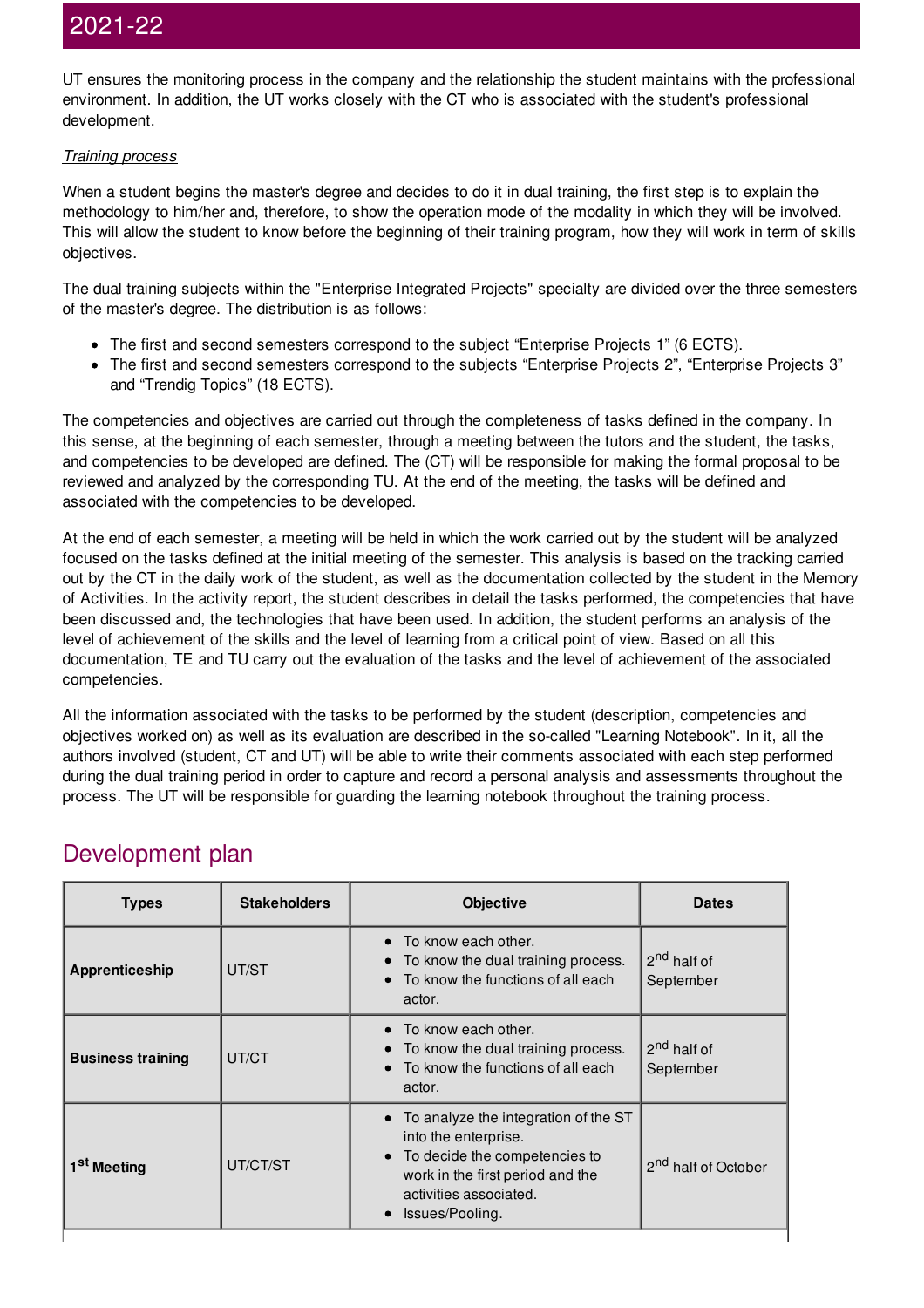UT ensures the monitoring process in the company and the relationship the student maintains with the professional environment. In addition, the UT works closely with the CT who is associated with the student's professional development.

*Training process*

When a student begins the master's degree and decides to do it in dual training, the first step is to explain the methodology to him/her and, therefore, to show the operation mode of the modality in which they will be involved. This will allow the student to know before the beginning of their training program, how they will work in term of skills objectives.

The dual training subjects within the "Enterprise Integrated Projects" specialty are divided over the three semesters of the master's degree. The distribution is as follows:

- The first and second semesters correspond to the subject “Enterprise Projects 1” (6 ECTS).
- The first and second semesters correspond to the subjects “Enterprise Projects 2”, “Enterprise Projects 3” and “Trendig Topics” (18 ECTS).

The competencies and objectives are carried out through the completeness of tasks defined in the company. In this sense, at the beginning of each semester, through a meeting between the tutors and the student, the tasks, and competencies to be developed are defined. The (CT) will be responsible for making the formal proposal to be reviewed and analyzed by the corresponding TU. At the end of the meeting, the tasks will be defined and associated with the competencies to be developed.

At the end of each semester, a meeting will be held in which the work carried out by the student will be analyzed focused on the tasks defined at the initial meeting of the semester. This analysis is based on the tracking carried out by the CT in the daily work of the student, as well as the documentation collected by the student in the Memory of Activities. In the activity report, the student describes in detail the tasks performed, the competencies that have been discussed and, the technologies that have been used. In addition, the student performs an analysis of the level of achievement of the skills and the level of learning from a critical point of view. Based on all this documentation, TE and TU carry out the evaluation of the tasks and the level of achievement of the associated competencies.

All the information associated with the tasks to be performed by the student (description, competencies and objectives worked on) as well as its evaluation are described in the so-called "Learning Notebook". In it, all the authors involved (student, CT and UT) will be able to write their comments associated with each step performed during the dual training period in order to capture and record a personal analysis and assessments throughout the process. The UT will be responsible for guarding the learning notebook throughout the training process.

## Development plan

| Types | Stakeholders | Objective | Dates |
|---|---|---|---|
| **Apprenticeship** | UT/ST | • To know each other.<br>• To know the dual training process.<br>• To know the functions of all each actor. | 2nd half of September |
| **Business training** | UT/CT | • To know each other.<br>• To know the dual training process.<br>• To know the functions of all each actor. | 2nd half of September |
| **1st Meeting** | UT/CT/ST | • To analyze the integration of the ST into the enterprise.<br>• To decide the competencies to work in the first period and the activities associated.<br>• Issues/Pooling. | 2nd half of October |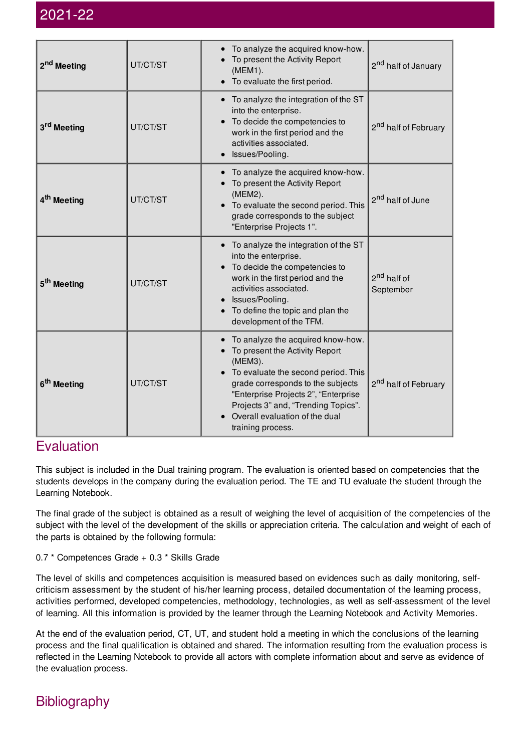## 2021-22

| | | | |
|---|---|---|---|
| **2nd Meeting** | UT/CT/ST | • To analyze the acquired know-how.<br>• To present the Activity Report (MEM1).<br>• To evaluate the first period. | 2nd half of January |
| **3rd Meeting** | UT/CT/ST | • To analyze the integration of the ST into the enterprise.<br>• To decide the competencies to work in the first period and the activities associated.<br>• Issues/Pooling. | 2nd half of February |
| **4th Meeting** | UT/CT/ST | • To analyze the acquired know-how.<br>• To present the Activity Report (MEM2).<br>• To evaluate the second period. This grade corresponds to the subject "Enterprise Projects 1". | 2nd half of June |
| **5th Meeting** | UT/CT/ST | • To analyze the integration of the ST into the enterprise.<br>• To decide the competencies to work in the first period and the activities associated.<br>• Issues/Pooling.<br>• To define the topic and plan the development of the TFM. | 2nd half of September |
| **6th Meeting** | UT/CT/ST | • To analyze the acquired know-how.<br>• To present the Activity Report (MEM3).<br>• To evaluate the second period. This grade corresponds to the subjects "Enterprise Projects 2", "Enterprise Projects 3" and, "Trending Topics".<br>• Overall evaluation of the dual training process. | 2nd half of February |

## Evaluation

This subject is included in the Dual training program. The evaluation is oriented based on competencies that the students develops in the company during the evaluation period. The TE and TU evaluate the student through the Learning Notebook.

The final grade of the subject is obtained as a result of weighing the level of acquisition of the competencies of the subject with the level of the development of the skills or appreciation criteria. The calculation and weight of each of the parts is obtained by the following formula:

0.7 * Competences Grade + 0.3 * Skills Grade

The level of skills and competences acquisition is measured based on evidences such as daily monitoring, self-criticism assessment by the student of his/her learning process, detailed documentation of the learning process, activities performed, developed competencies, methodology, technologies, as well as self-assessment of the level of learning. All this information is provided by the learner through the Learning Notebook and Activity Memories.

At the end of the evaluation period, CT, UT, and student hold a meeting in which the conclusions of the learning process and the final qualification is obtained and shared. The information resulting from the evaluation process is reflected in the Learning Notebook to provide all actors with complete information about and serve as evidence of the evaluation process.

## Bibliography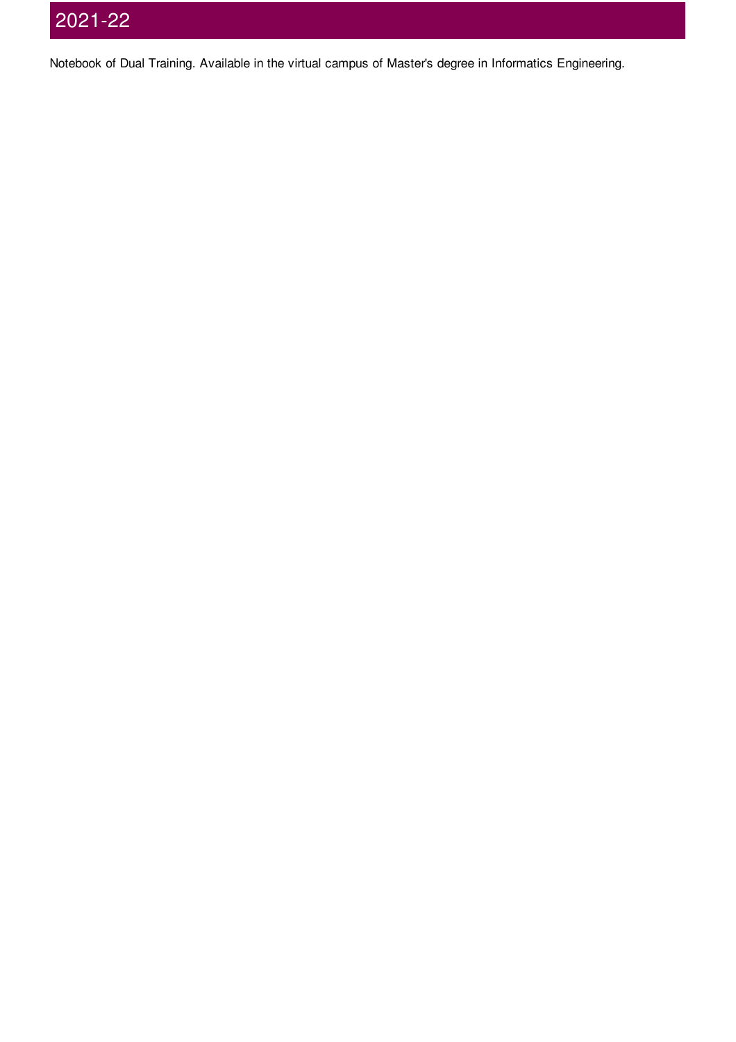## 2021-22

Notebook of Dual Training. Available in the virtual campus of Master's degree in Informatics Engineering.